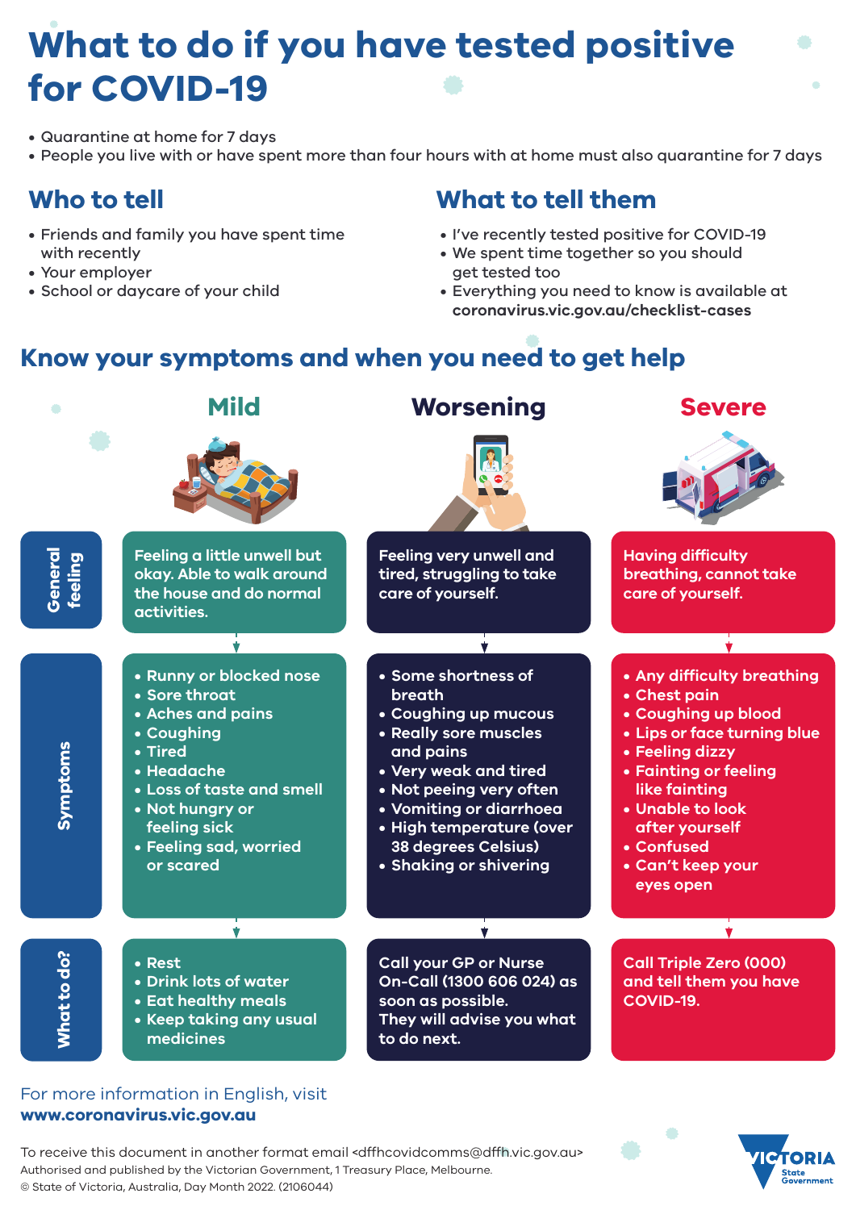# What to do if you have tested positive for COVID-19

- Quarantine at home for 7 days
- People you live with or have spent more than four hours with at home must also quarantine for 7 days

## Who to tell

- Friends and family you have spent time with recently
- Your employer
- School or daycare of your child

## What to tell them

- I've recently tested positive for COVID-19
- We spent time together so you should get tested too
- Everything you need to know is available at **coronavirus.vic.gov.au/checklist-cases**

## Know your symptoms and when you need to get help

| | Mild | Worsening | Severe |
| --- | --- | --- | --- |
| General feeling | Feeling a little unwell but okay. Able to walk around the house and do normal activities. | Feeling very unwell and tired, struggling to take care of yourself. | Having difficulty breathing, cannot take care of yourself. |
| Symptoms | • Runny or blocked nose<br>• Sore throat<br>• Aches and pains<br>• Coughing<br>• Tired<br>• Headache<br>• Loss of taste and smell<br>• Not hungry or feeling sick<br>• Feeling sad, worried or scared | • Some shortness of breath<br>• Coughing up mucous<br>• Really sore muscles and pains<br>• Very weak and tired<br>• Not peeing very often<br>• Vomiting or diarrhoea<br>• High temperature (over 38 degrees Celsius)<br>• Shaking or shivering | • Any difficulty breathing<br>• Chest pain<br>• Coughing up blood<br>• Lips or face turning blue<br>• Feeling dizzy<br>• Fainting or feeling like fainting<br>• Unable to look after yourself<br>• Confused<br>• Can't keep your eyes open |
| What to do? | • Rest<br>• Drink lots of water<br>• Eat healthy meals<br>• Keep taking any usual medicines | Call your GP or Nurse On-Call (1300 606 024) as soon as possible. They will advise you what to do next. | Call Triple Zero (000) and tell them you have COVID-19. |

For more information in English, visit **www.coronavirus.vic.gov.au**

To receive this document in another format email <dffhcovidcomms@dffh.vic.gov.au>

Authorised and published by the Victorian Government, 1 Treasury Place, Melbourne.

© State of Victoria, Australia, Day Month 2022. (2106044)

VICTORIA State Government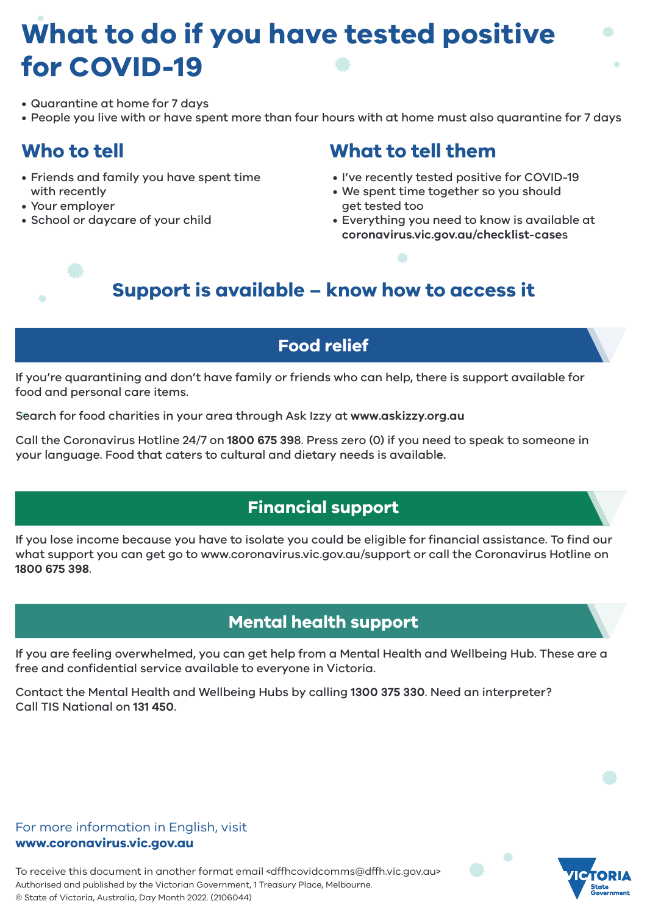# What to do if you have tested positive for COVID-19

- Quarantine at home for 7 days
- People you live with or have spent more than four hours with at home must also quarantine for 7 days

## Who to tell

- Friends and family you have spent time with recently
- Your employer
- School or daycare of your child

## What to tell them

- I've recently tested positive for COVID-19
- We spent time together so you should get tested too
- Everything you need to know is available at **coronavirus.vic.gov.au/checklist-cases**

## Support is available – know how to access it

### Food relief

If you're quarantining and don't have family or friends who can help, there is support available for food and personal care items.

Search for food charities in your area through Ask Izzy at **www.askizzy.org.au**

Call the Coronavirus Hotline 24/7 on **1800 675 398**. Press zero (0) if you need to speak to someone in your language. Food that caters to cultural and dietary needs is available.

### Financial support

If you lose income because you have to isolate you could be eligible for financial assistance. To find our what support you can get go to www.coronavirus.vic.gov.au/support or call the Coronavirus Hotline on **1800 675 398**.

### Mental health support

If you are feeling overwhelmed, you can get help from a Mental Health and Wellbeing Hub. These are a free and confidential service available to everyone in Victoria.

Contact the Mental Health and Wellbeing Hubs by calling **1300 375 330**. Need an interpreter? Call TIS National on **131 450**.

For more information in English, visit **www.coronavirus.vic.gov.au**

To receive this document in another format email <dffhcovidcomms@dffh.vic.gov.au>

Authorised and published by the Victorian Government, 1 Treasury Place, Melbourne.

© State of Victoria, Australia, Day Month 2022. (2106044)

VICTORIA State Government